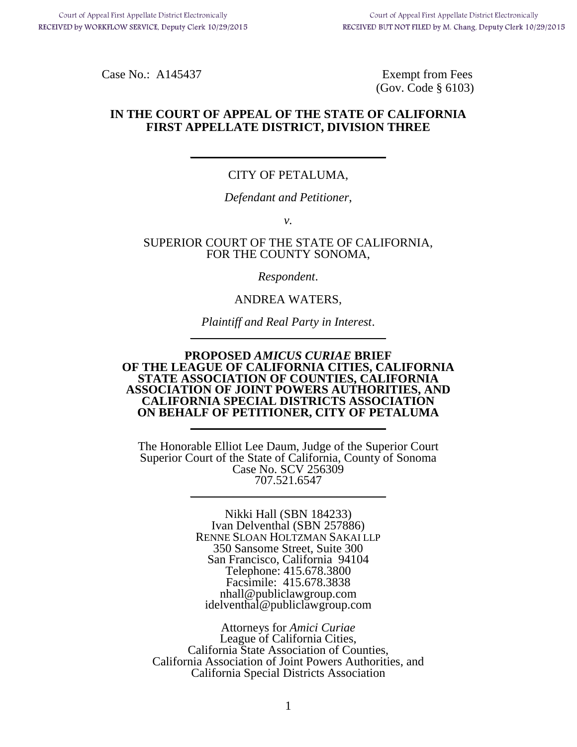Court of Appeal First Appellate District Electronically RECEIVED by WORKFLOW SERVICE, Deputy Clerk 10/29/2015

Court of Appeal First Appellate District Electronically RECEIVED BUT NOT FILED by M. Chang, Deputy Clerk 10/29/2015

Case No.: A145437

Exempt from Fees (Gov. Code § 6103)

**IN THE COURT OF APPEAL OF THE STATE OF CALIFORNIA**
**FIRST APPELLATE DISTRICT, DIVISION THREE**

---

CITY OF PETALUMA,

*Defendant and Petitioner*,

*v.*

SUPERIOR COURT OF THE STATE OF CALIFORNIA, FOR THE COUNTY SONOMA,

*Respondent*.

ANDREA WATERS,

*Plaintiff and Real Party in Interest*.

---

**PROPOSED *AMICUS CURIAE* BRIEF OF THE LEAGUE OF CALIFORNIA CITIES, CALIFORNIA STATE ASSOCIATION OF COUNTIES, CALIFORNIA ASSOCIATION OF JOINT POWERS AUTHORITIES, AND CALIFORNIA SPECIAL DISTRICTS ASSOCIATION ON BEHALF OF PETITIONER, CITY OF PETALUMA**

---

The Honorable Elliot Lee Daum, Judge of the Superior Court
Superior Court of the State of California, County of Sonoma
Case No. SCV 256309
707.521.6547

---

Nikki Hall (SBN 184233)
Ivan Delventhal (SBN 257886)
RENNE SLOAN HOLTZMAN SAKAI LLP
350 Sansome Street, Suite 300
San Francisco, California 94104
Telephone: 415.678.3800
Facsimile: 415.678.3838
nhall@publiclawgroup.com
idelventhal@publiclawgroup.com

Attorneys for *Amici Curiae*
League of California Cities,
California State Association of Counties,
California Association of Joint Powers Authorities, and
California Special Districts Association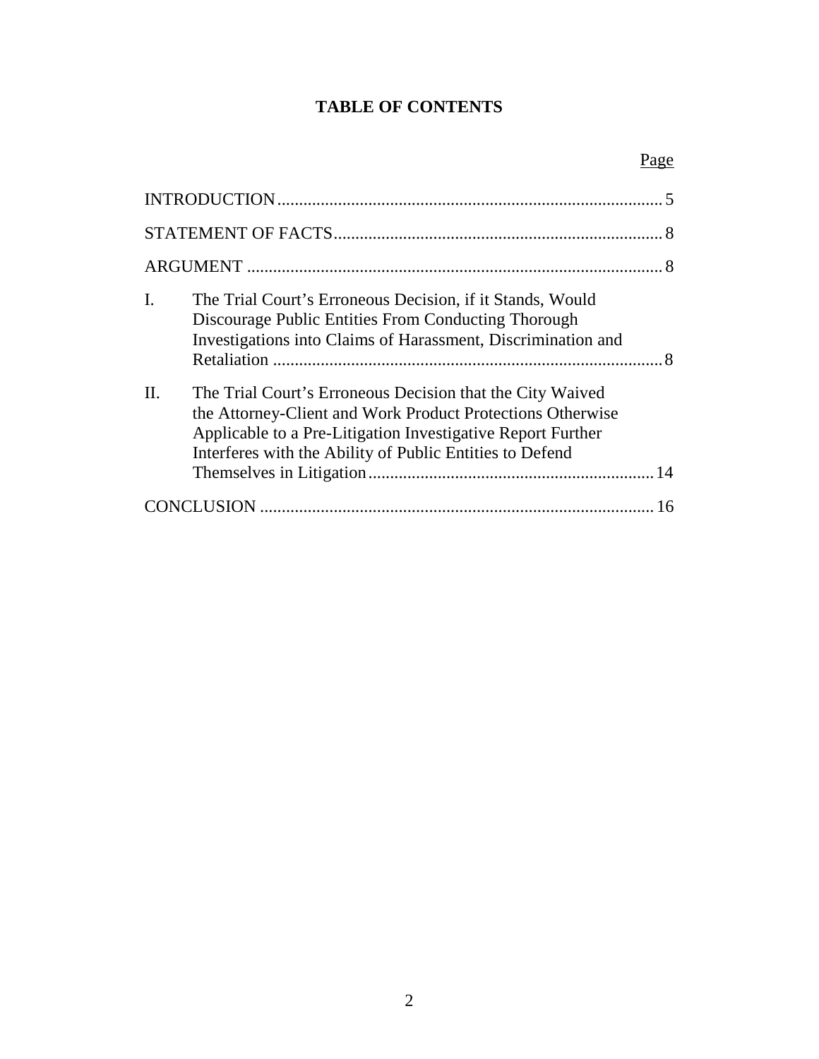# TABLE OF CONTENTS

| | | Page |
|---|---|---|
| INTRODUCTION | | 5 |
| STATEMENT OF FACTS | | 8 |
| ARGUMENT | | 8 |
| I. | The Trial Court's Erroneous Decision, if it Stands, Would Discourage Public Entities From Conducting Thorough Investigations into Claims of Harassment, Discrimination and Retaliation | 8 |
| II. | The Trial Court's Erroneous Decision that the City Waived the Attorney-Client and Work Product Protections Otherwise Applicable to a Pre-Litigation Investigative Report Further Interferes with the Ability of Public Entities to Defend Themselves in Litigation | 14 |
| CONCLUSION | | 16 |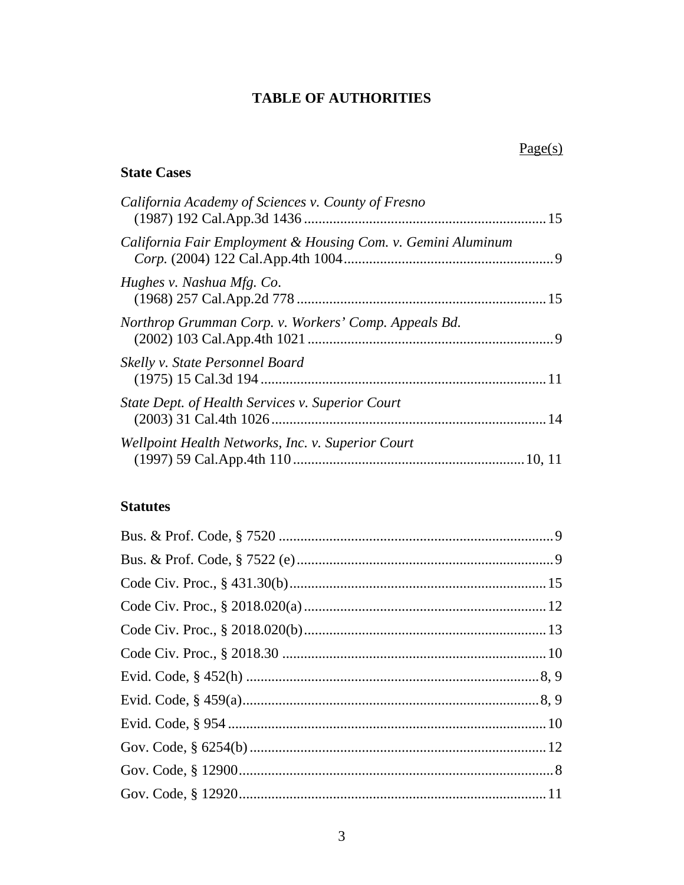# TABLE OF AUTHORITIES

Page(s)

## State Cases

*California Academy of Sciences v. County of Fresno* (1987) 192 Cal.App.3d 1436 .......... 15

*California Fair Employment & Housing Com. v. Gemini Aluminum Corp.* (2004) 122 Cal.App.4th 1004 .......... 9

*Hughes v. Nashua Mfg. Co.* (1968) 257 Cal.App.2d 778 .......... 15

*Northrop Grumman Corp. v. Workers' Comp. Appeals Bd.* (2002) 103 Cal.App.4th 1021 .......... 9

*Skelly v. State Personnel Board* (1975) 15 Cal.3d 194 .......... 11

*State Dept. of Health Services v. Superior Court* (2003) 31 Cal.4th 1026 .......... 14

*Wellpoint Health Networks, Inc. v. Superior Court* (1997) 59 Cal.App.4th 110 .......... 10, 11

## Statutes

Bus. & Prof. Code, § 7520 .......... 9

Bus. & Prof. Code, § 7522 (e) .......... 9

Code Civ. Proc., § 431.30(b) .......... 15

Code Civ. Proc., § 2018.020(a) .......... 12

Code Civ. Proc., § 2018.020(b) .......... 13

Code Civ. Proc., § 2018.30 .......... 10

Evid. Code, § 452(h) .......... 8, 9

Evid. Code, § 459(a) .......... 8, 9

Evid. Code, § 954 .......... 10

Gov. Code, § 6254(b) .......... 12

Gov. Code, § 12900 .......... 8

Gov. Code, § 12920 .......... 11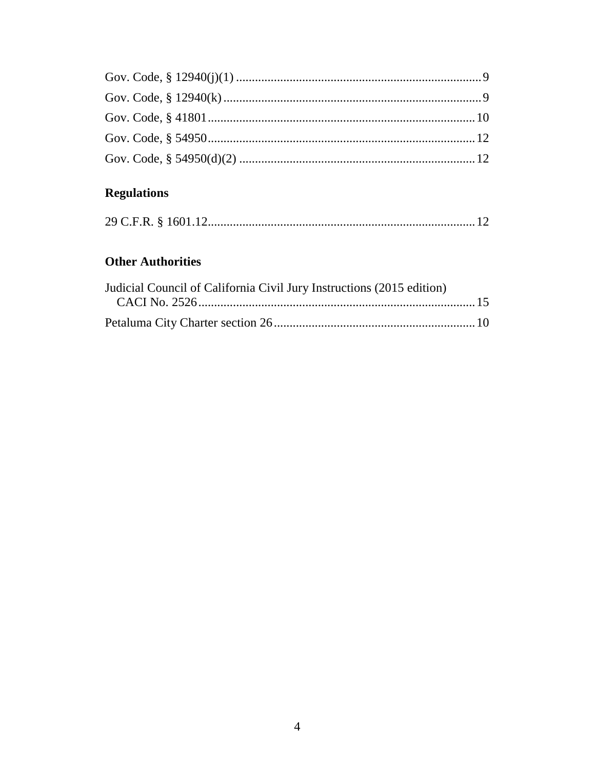Gov. Code, § 12940(j)(1) ............................................................................ 9

Gov. Code, § 12940(k) ................................................................................ 9

Gov. Code, § 41801 .................................................................................. 10

Gov. Code, § 54950 .................................................................................. 12

Gov. Code, § 54950(d)(2) ......................................................................... 12

## Regulations

29 C.F.R. § 1601.12 .................................................................................. 12

## Other Authorities

Judicial Council of California Civil Jury Instructions (2015 edition)
CACI No. 2526 ....................................................................................... 15

Petaluma City Charter section 26 ............................................................. 10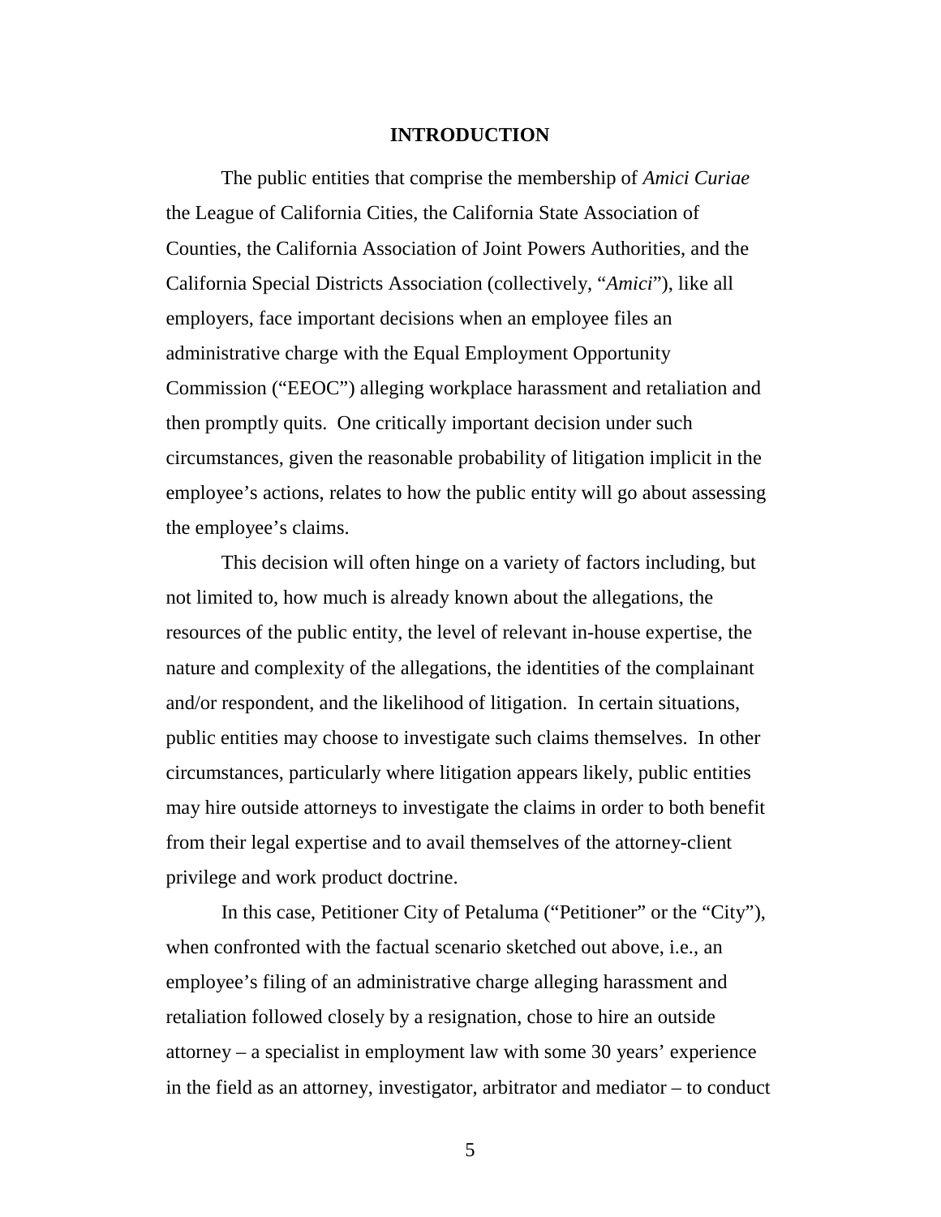# INTRODUCTION

The public entities that comprise the membership of *Amici Curiae* the League of California Cities, the California State Association of Counties, the California Association of Joint Powers Authorities, and the California Special Districts Association (collectively, "*Amici*"), like all employers, face important decisions when an employee files an administrative charge with the Equal Employment Opportunity Commission ("EEOC") alleging workplace harassment and retaliation and then promptly quits. One critically important decision under such circumstances, given the reasonable probability of litigation implicit in the employee's actions, relates to how the public entity will go about assessing the employee's claims.

This decision will often hinge on a variety of factors including, but not limited to, how much is already known about the allegations, the resources of the public entity, the level of relevant in-house expertise, the nature and complexity of the allegations, the identities of the complainant and/or respondent, and the likelihood of litigation. In certain situations, public entities may choose to investigate such claims themselves. In other circumstances, particularly where litigation appears likely, public entities may hire outside attorneys to investigate the claims in order to both benefit from their legal expertise and to avail themselves of the attorney-client privilege and work product doctrine.

In this case, Petitioner City of Petaluma ("Petitioner" or the "City"), when confronted with the factual scenario sketched out above, i.e., an employee's filing of an administrative charge alleging harassment and retaliation followed closely by a resignation, chose to hire an outside attorney – a specialist in employment law with some 30 years' experience in the field as an attorney, investigator, arbitrator and mediator – to conduct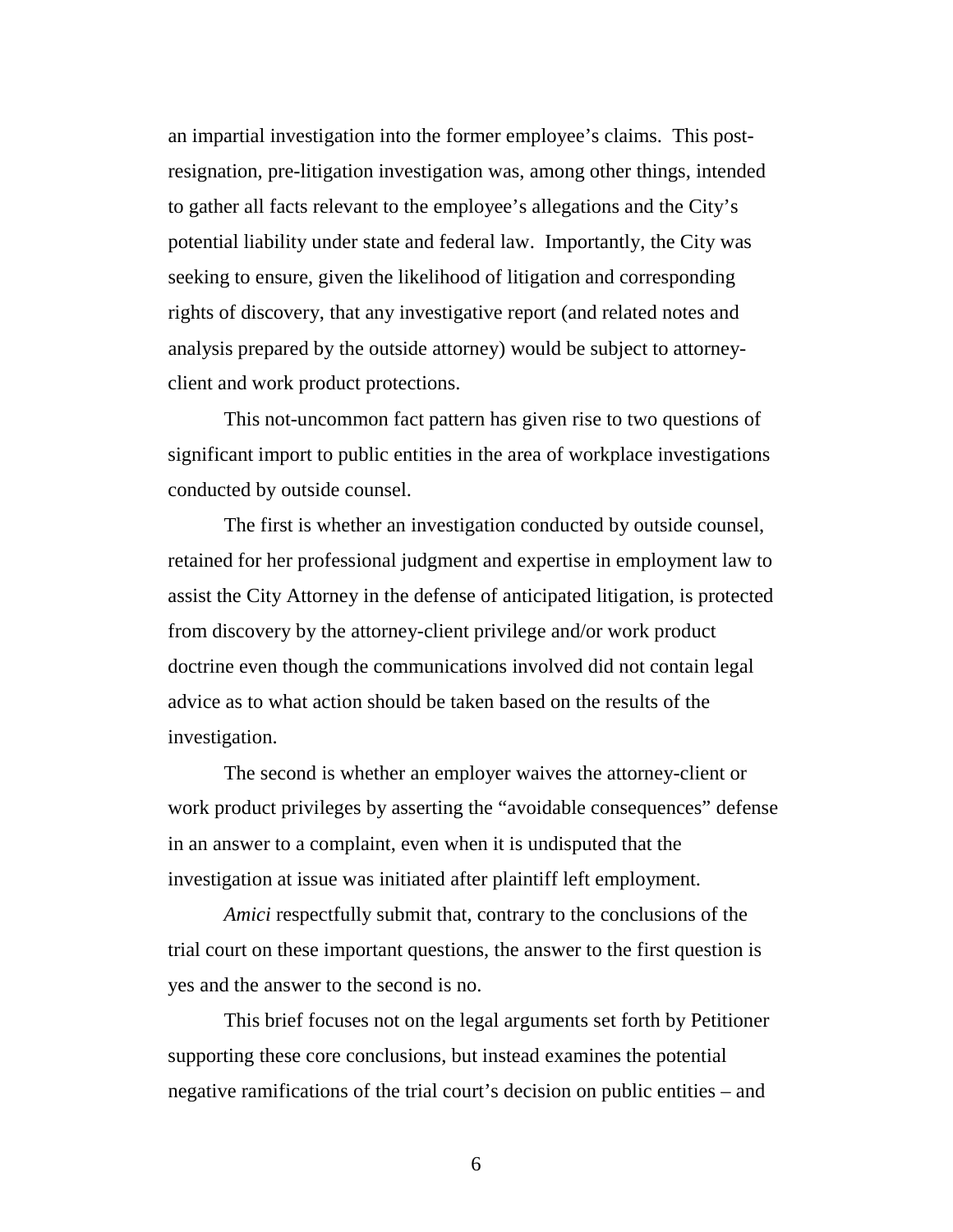an impartial investigation into the former employee's claims. This post-resignation, pre-litigation investigation was, among other things, intended to gather all facts relevant to the employee's allegations and the City's potential liability under state and federal law. Importantly, the City was seeking to ensure, given the likelihood of litigation and corresponding rights of discovery, that any investigative report (and related notes and analysis prepared by the outside attorney) would be subject to attorney-client and work product protections.

This not-uncommon fact pattern has given rise to two questions of significant import to public entities in the area of workplace investigations conducted by outside counsel.

The first is whether an investigation conducted by outside counsel, retained for her professional judgment and expertise in employment law to assist the City Attorney in the defense of anticipated litigation, is protected from discovery by the attorney-client privilege and/or work product doctrine even though the communications involved did not contain legal advice as to what action should be taken based on the results of the investigation.

The second is whether an employer waives the attorney-client or work product privileges by asserting the "avoidable consequences" defense in an answer to a complaint, even when it is undisputed that the investigation at issue was initiated after plaintiff left employment.

*Amici* respectfully submit that, contrary to the conclusions of the trial court on these important questions, the answer to the first question is yes and the answer to the second is no.

This brief focuses not on the legal arguments set forth by Petitioner supporting these core conclusions, but instead examines the potential negative ramifications of the trial court's decision on public entities – and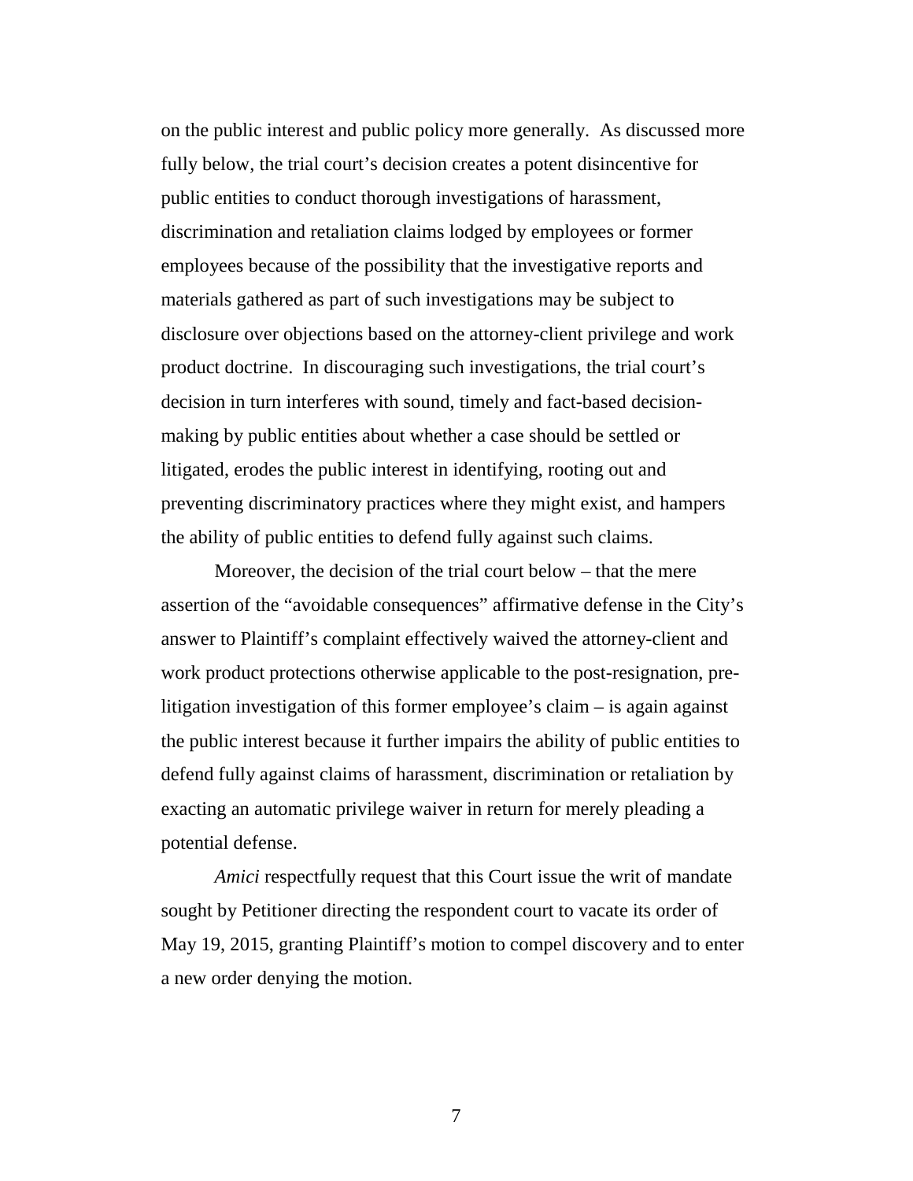on the public interest and public policy more generally. As discussed more fully below, the trial court's decision creates a potent disincentive for public entities to conduct thorough investigations of harassment, discrimination and retaliation claims lodged by employees or former employees because of the possibility that the investigative reports and materials gathered as part of such investigations may be subject to disclosure over objections based on the attorney-client privilege and work product doctrine. In discouraging such investigations, the trial court's decision in turn interferes with sound, timely and fact-based decision-making by public entities about whether a case should be settled or litigated, erodes the public interest in identifying, rooting out and preventing discriminatory practices where they might exist, and hampers the ability of public entities to defend fully against such claims.

Moreover, the decision of the trial court below – that the mere assertion of the "avoidable consequences" affirmative defense in the City's answer to Plaintiff's complaint effectively waived the attorney-client and work product protections otherwise applicable to the post-resignation, pre-litigation investigation of this former employee's claim – is again against the public interest because it further impairs the ability of public entities to defend fully against claims of harassment, discrimination or retaliation by exacting an automatic privilege waiver in return for merely pleading a potential defense.

*Amici* respectfully request that this Court issue the writ of mandate sought by Petitioner directing the respondent court to vacate its order of May 19, 2015, granting Plaintiff's motion to compel discovery and to enter a new order denying the motion.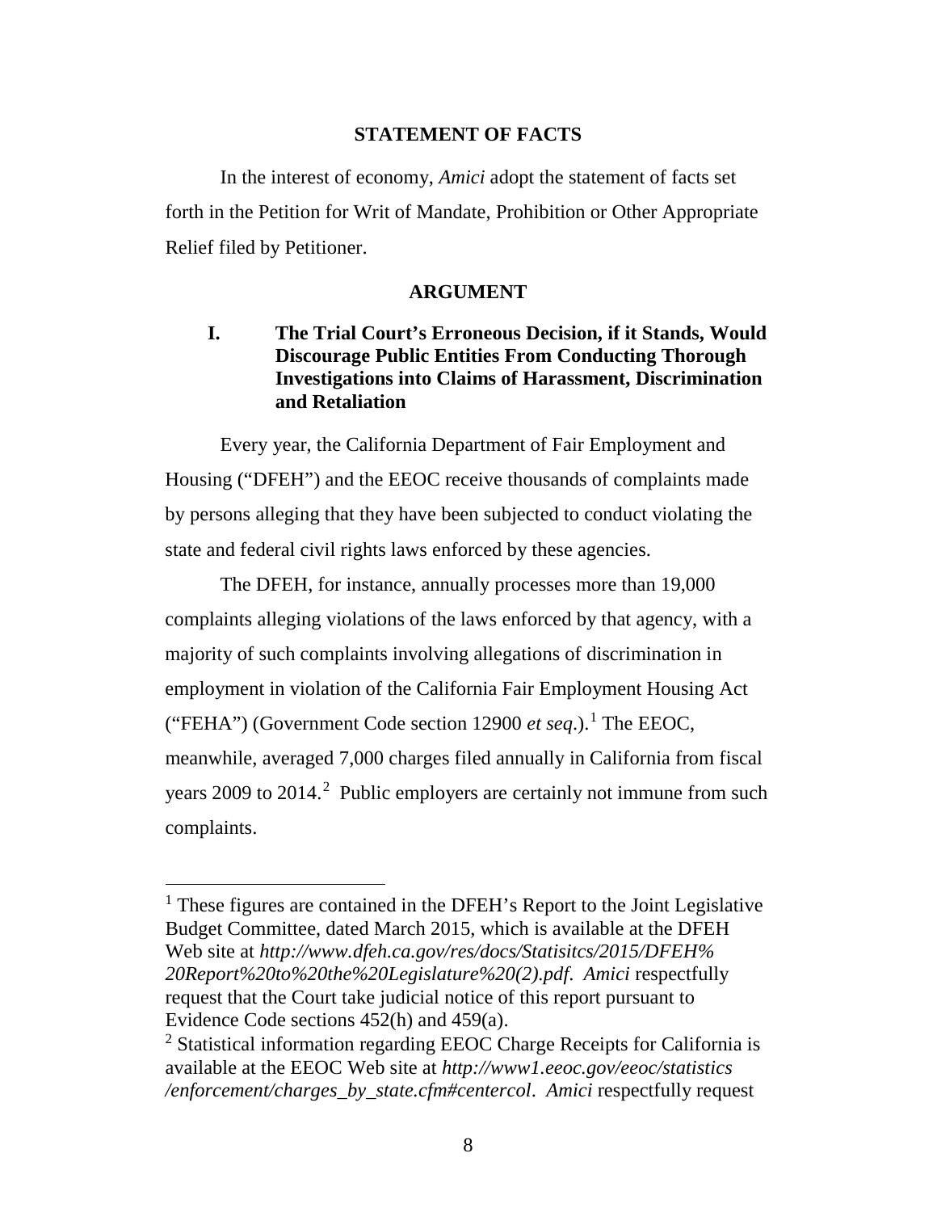## STATEMENT OF FACTS

In the interest of economy, *Amici* adopt the statement of facts set forth in the Petition for Writ of Mandate, Prohibition or Other Appropriate Relief filed by Petitioner.

## ARGUMENT

### I. The Trial Court's Erroneous Decision, if it Stands, Would Discourage Public Entities From Conducting Thorough Investigations into Claims of Harassment, Discrimination and Retaliation

Every year, the California Department of Fair Employment and Housing ("DFEH") and the EEOC receive thousands of complaints made by persons alleging that they have been subjected to conduct violating the state and federal civil rights laws enforced by these agencies.

The DFEH, for instance, annually processes more than 19,000 complaints alleging violations of the laws enforced by that agency, with a majority of such complaints involving allegations of discrimination in employment in violation of the California Fair Employment Housing Act ("FEHA") (Government Code section 12900 *et seq*.).[1] The EEOC, meanwhile, averaged 7,000 charges filed annually in California from fiscal years 2009 to 2014.[2] Public employers are certainly not immune from such complaints.

---

[1] These figures are contained in the DFEH's Report to the Joint Legislative Budget Committee, dated March 2015, which is available at the DFEH Web site at *http://www.dfeh.ca.gov/res/docs/Statisitcs/2015/DFEH%20Report%20to%20the%20Legislature%20(2).pdf*. *Amici* respectfully request that the Court take judicial notice of this report pursuant to Evidence Code sections 452(h) and 459(a).

[2] Statistical information regarding EEOC Charge Receipts for California is available at the EEOC Web site at *http://www1.eeoc.gov/eeoc/statistics/enforcement/charges_by_state.cfm#centercol*. *Amici* respectfully request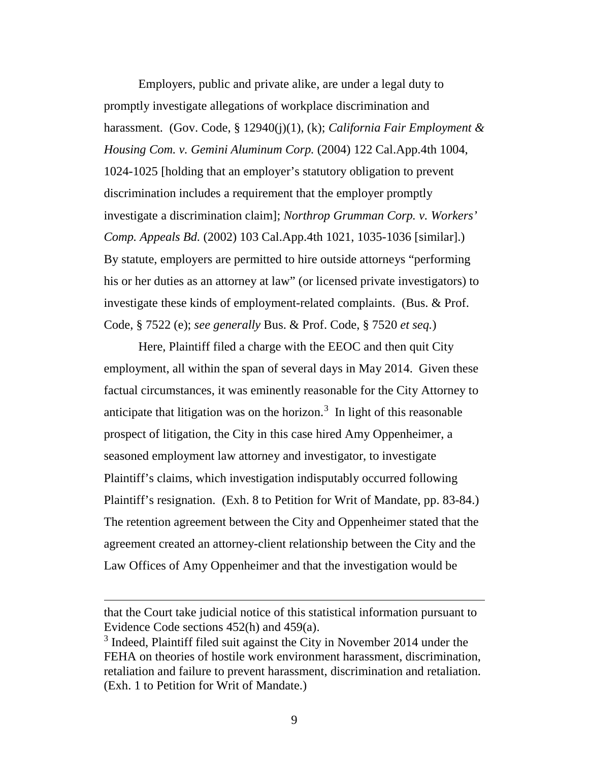Employers, public and private alike, are under a legal duty to promptly investigate allegations of workplace discrimination and harassment. (Gov. Code, § 12940(j)(1), (k); *California Fair Employment & Housing Com. v. Gemini Aluminum Corp.* (2004) 122 Cal.App.4th 1004, 1024-1025 [holding that an employer's statutory obligation to prevent discrimination includes a requirement that the employer promptly investigate a discrimination claim]; *Northrop Grumman Corp. v. Workers' Comp. Appeals Bd.* (2002) 103 Cal.App.4th 1021, 1035-1036 [similar].) By statute, employers are permitted to hire outside attorneys "performing his or her duties as an attorney at law" (or licensed private investigators) to investigate these kinds of employment-related complaints. (Bus. & Prof. Code, § 7522 (e); *see generally* Bus. & Prof. Code, § 7520 *et seq.*)

Here, Plaintiff filed a charge with the EEOC and then quit City employment, all within the span of several days in May 2014. Given these factual circumstances, it was eminently reasonable for the City Attorney to anticipate that litigation was on the horizon.[3] In light of this reasonable prospect of litigation, the City in this case hired Amy Oppenheimer, a seasoned employment law attorney and investigator, to investigate Plaintiff's claims, which investigation indisputably occurred following Plaintiff's resignation. (Exh. 8 to Petition for Writ of Mandate, pp. 83-84.) The retention agreement between the City and Oppenheimer stated that the agreement created an attorney-client relationship between the City and the Law Offices of Amy Oppenheimer and that the investigation would be

---

that the Court take judicial notice of this statistical information pursuant to Evidence Code sections 452(h) and 459(a).

[3] Indeed, Plaintiff filed suit against the City in November 2014 under the FEHA on theories of hostile work environment harassment, discrimination, retaliation and failure to prevent harassment, discrimination and retaliation. (Exh. 1 to Petition for Writ of Mandate.)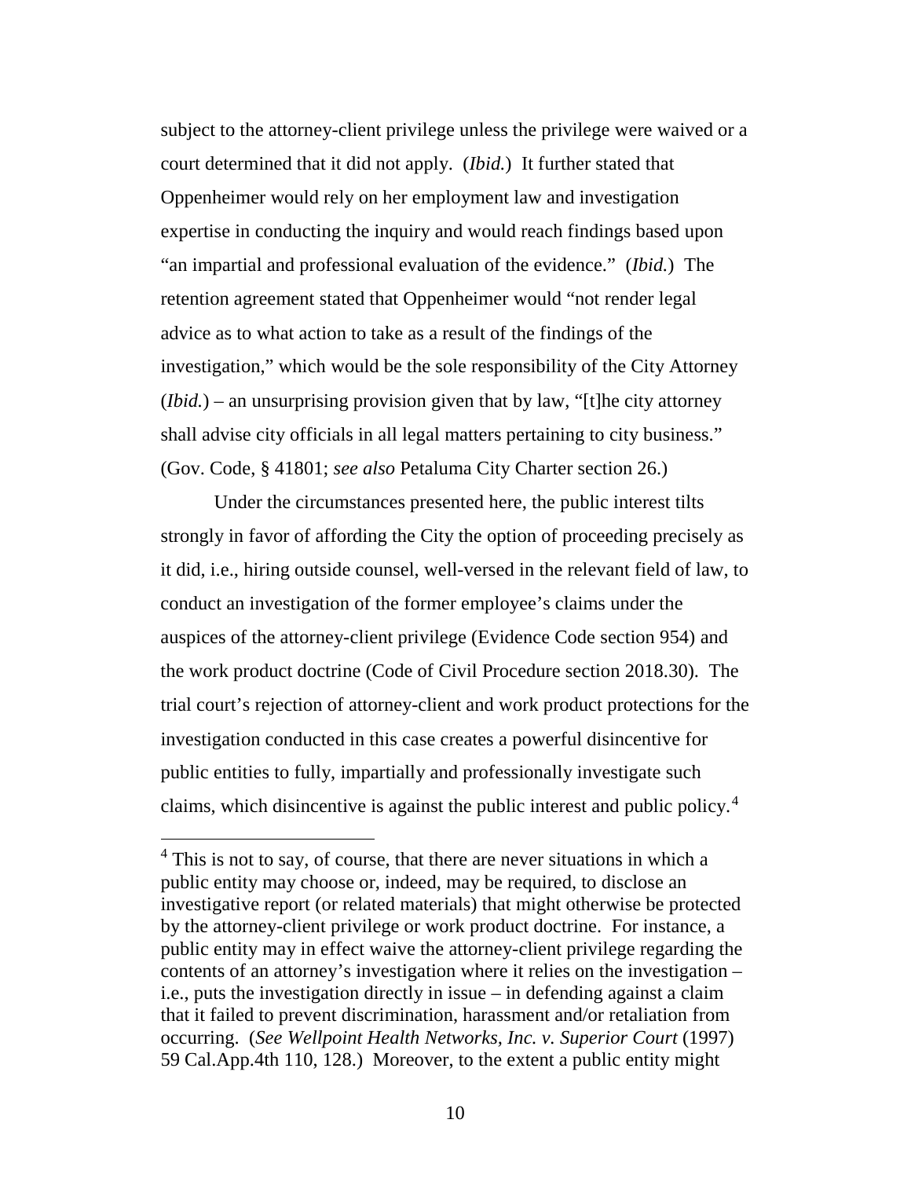subject to the attorney-client privilege unless the privilege were waived or a court determined that it did not apply. (*Ibid.*) It further stated that Oppenheimer would rely on her employment law and investigation expertise in conducting the inquiry and would reach findings based upon "an impartial and professional evaluation of the evidence." (*Ibid.*) The retention agreement stated that Oppenheimer would "not render legal advice as to what action to take as a result of the findings of the investigation," which would be the sole responsibility of the City Attorney (*Ibid.*) – an unsurprising provision given that by law, "[t]he city attorney shall advise city officials in all legal matters pertaining to city business." (Gov. Code, § 41801; *see also* Petaluma City Charter section 26.)

Under the circumstances presented here, the public interest tilts strongly in favor of affording the City the option of proceeding precisely as it did, i.e., hiring outside counsel, well-versed in the relevant field of law, to conduct an investigation of the former employee's claims under the auspices of the attorney-client privilege (Evidence Code section 954) and the work product doctrine (Code of Civil Procedure section 2018.30). The trial court's rejection of attorney-client and work product protections for the investigation conducted in this case creates a powerful disincentive for public entities to fully, impartially and professionally investigate such claims, which disincentive is against the public interest and public policy.[4]

[4] This is not to say, of course, that there are never situations in which a public entity may choose or, indeed, may be required, to disclose an investigative report (or related materials) that might otherwise be protected by the attorney-client privilege or work product doctrine. For instance, a public entity may in effect waive the attorney-client privilege regarding the contents of an attorney's investigation where it relies on the investigation – i.e., puts the investigation directly in issue – in defending against a claim that it failed to prevent discrimination, harassment and/or retaliation from occurring. (*See Wellpoint Health Networks, Inc. v. Superior Court* (1997) 59 Cal.App.4th 110, 128.) Moreover, to the extent a public entity might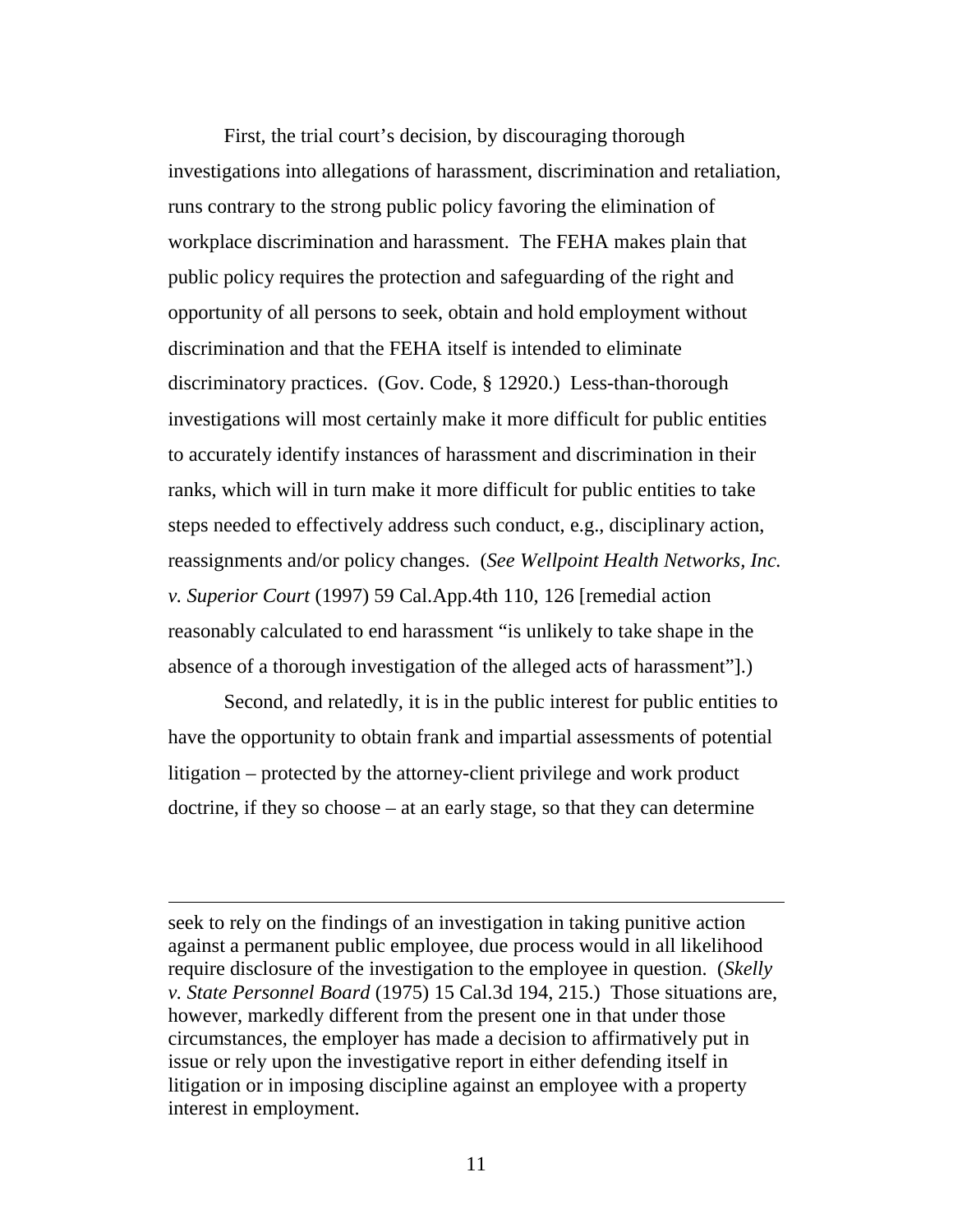First, the trial court's decision, by discouraging thorough investigations into allegations of harassment, discrimination and retaliation, runs contrary to the strong public policy favoring the elimination of workplace discrimination and harassment. The FEHA makes plain that public policy requires the protection and safeguarding of the right and opportunity of all persons to seek, obtain and hold employment without discrimination and that the FEHA itself is intended to eliminate discriminatory practices. (Gov. Code, § 12920.) Less-than-thorough investigations will most certainly make it more difficult for public entities to accurately identify instances of harassment and discrimination in their ranks, which will in turn make it more difficult for public entities to take steps needed to effectively address such conduct, e.g., disciplinary action, reassignments and/or policy changes. (*See Wellpoint Health Networks, Inc. v. Superior Court* (1997) 59 Cal.App.4th 110, 126 [remedial action reasonably calculated to end harassment "is unlikely to take shape in the absence of a thorough investigation of the alleged acts of harassment"].)

Second, and relatedly, it is in the public interest for public entities to have the opportunity to obtain frank and impartial assessments of potential litigation – protected by the attorney-client privilege and work product doctrine, if they so choose – at an early stage, so that they can determine

---

seek to rely on the findings of an investigation in taking punitive action against a permanent public employee, due process would in all likelihood require disclosure of the investigation to the employee in question. (*Skelly v. State Personnel Board* (1975) 15 Cal.3d 194, 215.) Those situations are, however, markedly different from the present one in that under those circumstances, the employer has made a decision to affirmatively put in issue or rely upon the investigative report in either defending itself in litigation or in imposing discipline against an employee with a property interest in employment.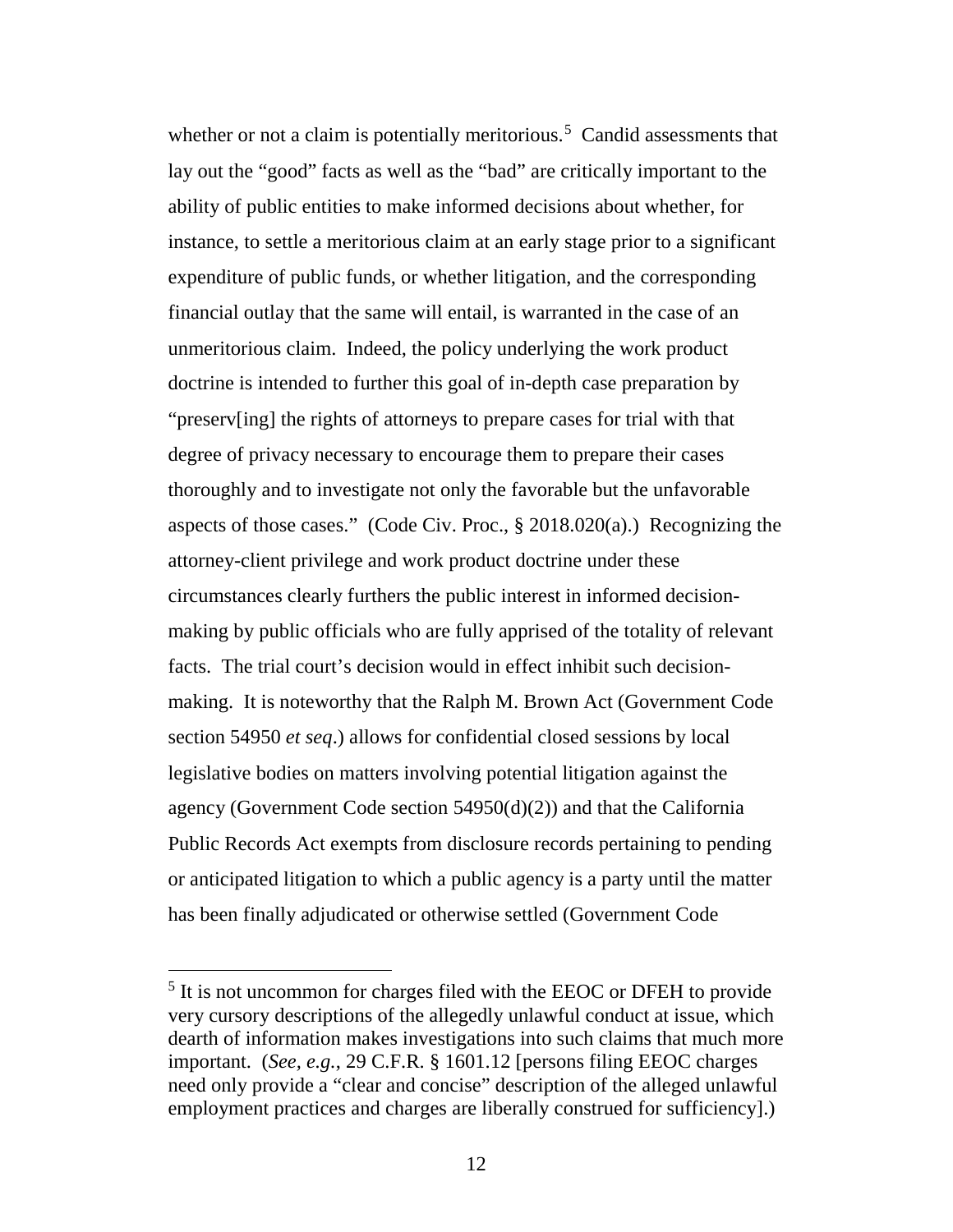whether or not a claim is potentially meritorious.[5] Candid assessments that lay out the "good" facts as well as the "bad" are critically important to the ability of public entities to make informed decisions about whether, for instance, to settle a meritorious claim at an early stage prior to a significant expenditure of public funds, or whether litigation, and the corresponding financial outlay that the same will entail, is warranted in the case of an unmeritorious claim. Indeed, the policy underlying the work product doctrine is intended to further this goal of in-depth case preparation by "preserv[ing] the rights of attorneys to prepare cases for trial with that degree of privacy necessary to encourage them to prepare their cases thoroughly and to investigate not only the favorable but the unfavorable aspects of those cases." (Code Civ. Proc., § 2018.020(a).) Recognizing the attorney-client privilege and work product doctrine under these circumstances clearly furthers the public interest in informed decision-making by public officials who are fully apprised of the totality of relevant facts. The trial court's decision would in effect inhibit such decision-making. It is noteworthy that the Ralph M. Brown Act (Government Code section 54950 *et seq*.) allows for confidential closed sessions by local legislative bodies on matters involving potential litigation against the agency (Government Code section 54950(d)(2)) and that the California Public Records Act exempts from disclosure records pertaining to pending or anticipated litigation to which a public agency is a party until the matter has been finally adjudicated or otherwise settled (Government Code

---

[5] It is not uncommon for charges filed with the EEOC or DFEH to provide very cursory descriptions of the allegedly unlawful conduct at issue, which dearth of information makes investigations into such claims that much more important. (*See, e.g.*, 29 C.F.R. § 1601.12 [persons filing EEOC charges need only provide a "clear and concise" description of the alleged unlawful employment practices and charges are liberally construed for sufficiency].)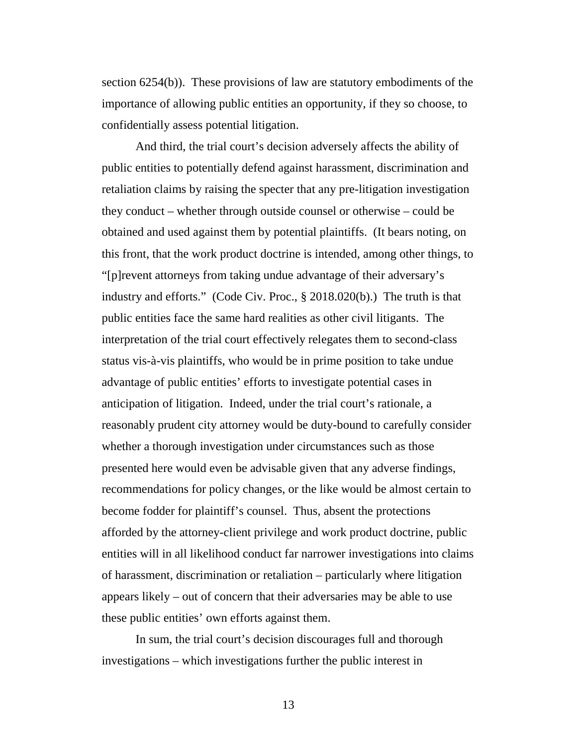section 6254(b)). These provisions of law are statutory embodiments of the importance of allowing public entities an opportunity, if they so choose, to confidentially assess potential litigation.

And third, the trial court's decision adversely affects the ability of public entities to potentially defend against harassment, discrimination and retaliation claims by raising the specter that any pre-litigation investigation they conduct – whether through outside counsel or otherwise – could be obtained and used against them by potential plaintiffs. (It bears noting, on this front, that the work product doctrine is intended, among other things, to "[p]revent attorneys from taking undue advantage of their adversary's industry and efforts." (Code Civ. Proc., § 2018.020(b).) The truth is that public entities face the same hard realities as other civil litigants. The interpretation of the trial court effectively relegates them to second-class status vis-à-vis plaintiffs, who would be in prime position to take undue advantage of public entities' efforts to investigate potential cases in anticipation of litigation. Indeed, under the trial court's rationale, a reasonably prudent city attorney would be duty-bound to carefully consider whether a thorough investigation under circumstances such as those presented here would even be advisable given that any adverse findings, recommendations for policy changes, or the like would be almost certain to become fodder for plaintiff's counsel. Thus, absent the protections afforded by the attorney-client privilege and work product doctrine, public entities will in all likelihood conduct far narrower investigations into claims of harassment, discrimination or retaliation – particularly where litigation appears likely – out of concern that their adversaries may be able to use these public entities' own efforts against them.

In sum, the trial court's decision discourages full and thorough investigations – which investigations further the public interest in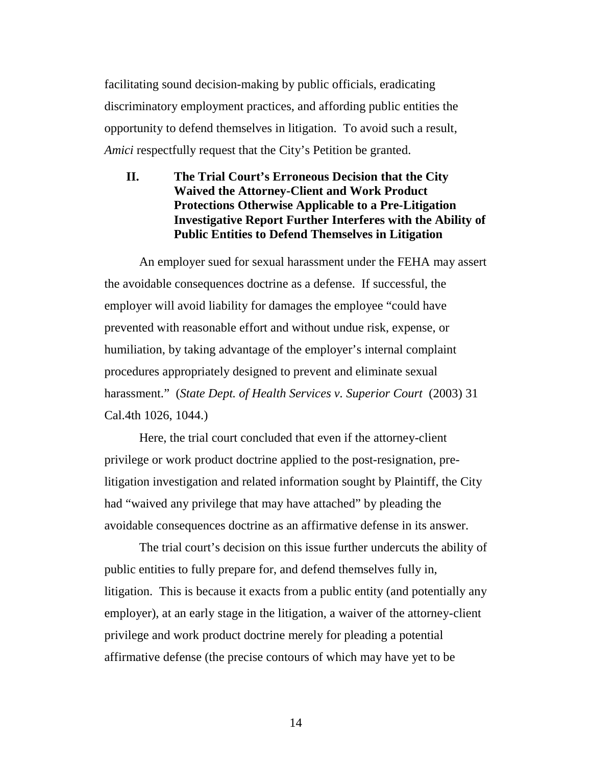facilitating sound decision-making by public officials, eradicating discriminatory employment practices, and affording public entities the opportunity to defend themselves in litigation. To avoid such a result, *Amici* respectfully request that the City's Petition be granted.

## II. The Trial Court's Erroneous Decision that the City Waived the Attorney-Client and Work Product Protections Otherwise Applicable to a Pre-Litigation Investigative Report Further Interferes with the Ability of Public Entities to Defend Themselves in Litigation

An employer sued for sexual harassment under the FEHA may assert the avoidable consequences doctrine as a defense. If successful, the employer will avoid liability for damages the employee "could have prevented with reasonable effort and without undue risk, expense, or humiliation, by taking advantage of the employer's internal complaint procedures appropriately designed to prevent and eliminate sexual harassment." (*State Dept. of Health Services v. Superior Court* (2003) 31 Cal.4th 1026, 1044.)

Here, the trial court concluded that even if the attorney-client privilege or work product doctrine applied to the post-resignation, pre-litigation investigation and related information sought by Plaintiff, the City had "waived any privilege that may have attached" by pleading the avoidable consequences doctrine as an affirmative defense in its answer.

The trial court's decision on this issue further undercuts the ability of public entities to fully prepare for, and defend themselves fully in, litigation. This is because it exacts from a public entity (and potentially any employer), at an early stage in the litigation, a waiver of the attorney-client privilege and work product doctrine merely for pleading a potential affirmative defense (the precise contours of which may have yet to be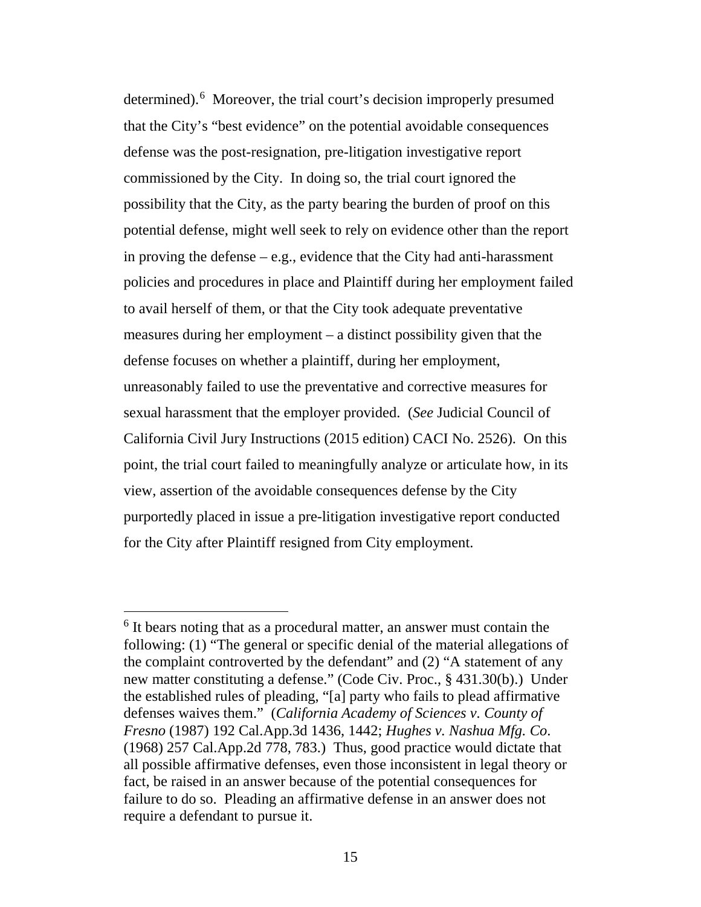determined).[6] Moreover, the trial court's decision improperly presumed that the City's "best evidence" on the potential avoidable consequences defense was the post-resignation, pre-litigation investigative report commissioned by the City. In doing so, the trial court ignored the possibility that the City, as the party bearing the burden of proof on this potential defense, might well seek to rely on evidence other than the report in proving the defense – e.g., evidence that the City had anti-harassment policies and procedures in place and Plaintiff during her employment failed to avail herself of them, or that the City took adequate preventative measures during her employment – a distinct possibility given that the defense focuses on whether a plaintiff, during her employment, unreasonably failed to use the preventative and corrective measures for sexual harassment that the employer provided. (*See* Judicial Council of California Civil Jury Instructions (2015 edition) CACI No. 2526). On this point, the trial court failed to meaningfully analyze or articulate how, in its view, assertion of the avoidable consequences defense by the City purportedly placed in issue a pre-litigation investigative report conducted for the City after Plaintiff resigned from City employment.

---

[6] It bears noting that as a procedural matter, an answer must contain the following: (1) "The general or specific denial of the material allegations of the complaint controverted by the defendant" and (2) "A statement of any new matter constituting a defense." (Code Civ. Proc., § 431.30(b).) Under the established rules of pleading, "[a] party who fails to plead affirmative defenses waives them." (*California Academy of Sciences v. County of Fresno* (1987) 192 Cal.App.3d 1436, 1442; *Hughes v. Nashua Mfg. Co*. (1968) 257 Cal.App.2d 778, 783.) Thus, good practice would dictate that all possible affirmative defenses, even those inconsistent in legal theory or fact, be raised in an answer because of the potential consequences for failure to do so. Pleading an affirmative defense in an answer does not require a defendant to pursue it.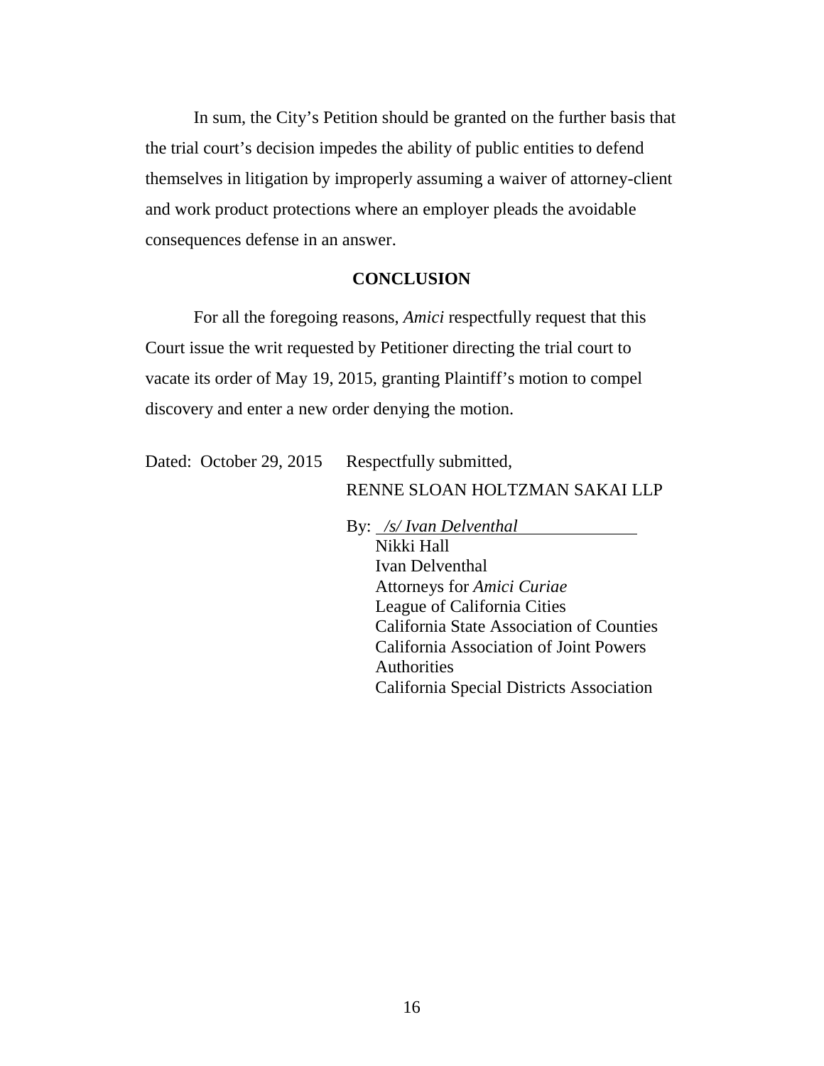In sum, the City's Petition should be granted on the further basis that the trial court's decision impedes the ability of public entities to defend themselves in litigation by improperly assuming a waiver of attorney-client and work product protections where an employer pleads the avoidable consequences defense in an answer.

## CONCLUSION

For all the foregoing reasons, *Amici* respectfully request that this Court issue the writ requested by Petitioner directing the trial court to vacate its order of May 19, 2015, granting Plaintiff's motion to compel discovery and enter a new order denying the motion.

Dated: October 29, 2015

Respectfully submitted,

RENNE SLOAN HOLTZMAN SAKAI LLP

By: */s/ Ivan Delventhal*

Nikki Hall
Ivan Delventhal
Attorneys for *Amici Curiae*
League of California Cities
California State Association of Counties
California Association of Joint Powers Authorities
California Special Districts Association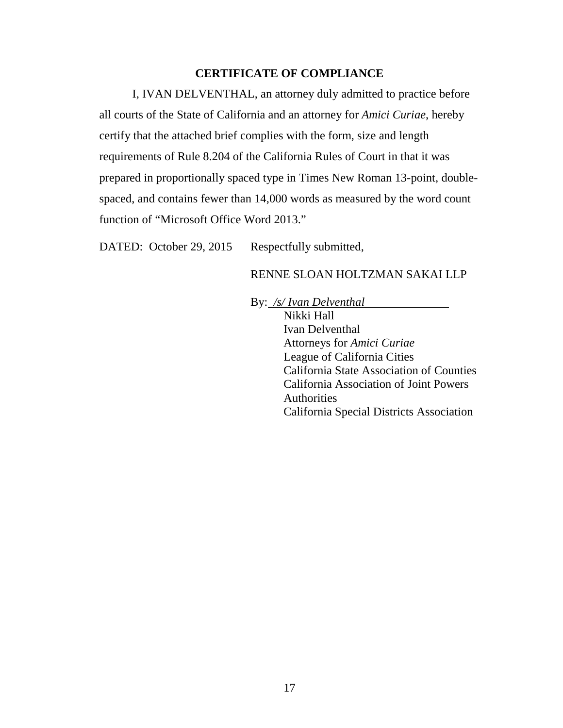## CERTIFICATE OF COMPLIANCE

I, IVAN DELVENTHAL, an attorney duly admitted to practice before all courts of the State of California and an attorney for *Amici Curiae*, hereby certify that the attached brief complies with the form, size and length requirements of Rule 8.204 of the California Rules of Court in that it was prepared in proportionally spaced type in Times New Roman 13-point, double-spaced, and contains fewer than 14,000 words as measured by the word count function of "Microsoft Office Word 2013."

DATED: October 29, 2015 Respectfully submitted,

RENNE SLOAN HOLTZMAN SAKAI LLP

By: */s/ Ivan Delventhal*
Nikki Hall
Ivan Delventhal
Attorneys for *Amici Curiae*
League of California Cities
California State Association of Counties
California Association of Joint Powers Authorities
California Special Districts Association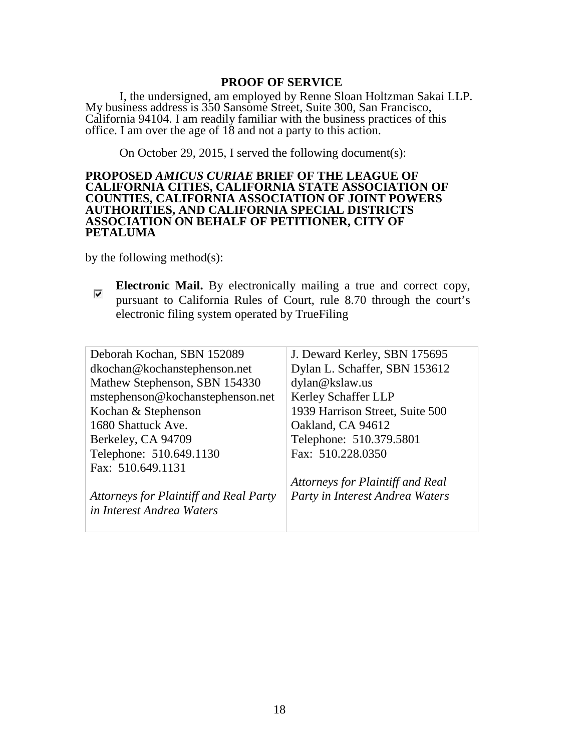# PROOF OF SERVICE

I, the undersigned, am employed by Renne Sloan Holtzman Sakai LLP. My business address is 350 Sansome Street, Suite 300, San Francisco, California 94104. I am readily familiar with the business practices of this office. I am over the age of 18 and not a party to this action.

On October 29, 2015, I served the following document(s):

**PROPOSED *AMICUS CURIAE* BRIEF OF THE LEAGUE OF CALIFORNIA CITIES, CALIFORNIA STATE ASSOCIATION OF COUNTIES, CALIFORNIA ASSOCIATION OF JOINT POWERS AUTHORITIES, AND CALIFORNIA SPECIAL DISTRICTS ASSOCIATION ON BEHALF OF PETITIONER, CITY OF PETALUMA**

by the following method(s):

☑ **Electronic Mail.** By electronically mailing a true and correct copy, pursuant to California Rules of Court, rule 8.70 through the court's electronic filing system operated by TrueFiling

| | |
|---|---|
| Deborah Kochan, SBN 152089<br>dkochan@kochanstephenson.net<br>Mathew Stephenson, SBN 154330<br>mstephenson@kochanstephenson.net<br>Kochan & Stephenson<br>1680 Shattuck Ave.<br>Berkeley, CA 94709<br>Telephone: 510.649.1130<br>Fax: 510.649.1131<br><br>*Attorneys for Plaintiff and Real Party in Interest Andrea Waters* | J. Deward Kerley, SBN 175695<br>Dylan L. Schaffer, SBN 153612<br>dylan@kslaw.us<br>Kerley Schaffer LLP<br>1939 Harrison Street, Suite 500<br>Oakland, CA 94612<br>Telephone: 510.379.5801<br>Fax: 510.228.0350<br><br>*Attorneys for Plaintiff and Real Party in Interest Andrea Waters* |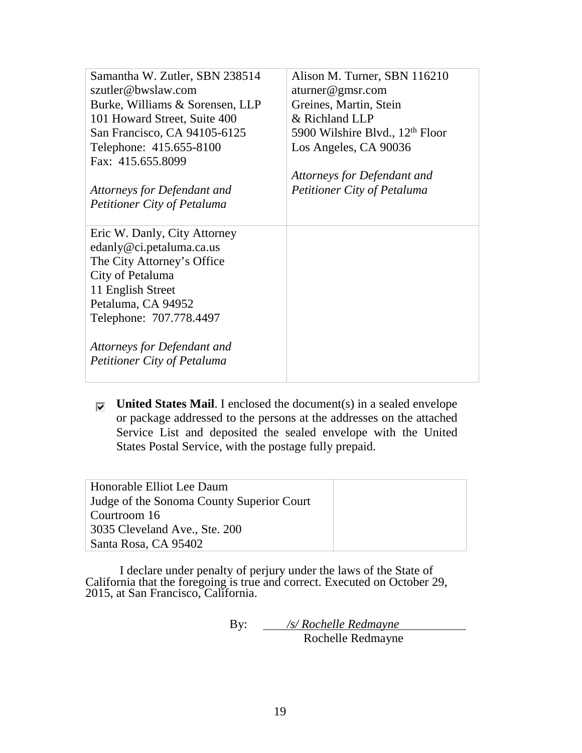| | |
|---|---|
| Samantha W. Zutler, SBN 238514<br>szutler@bwslaw.com<br>Burke, Williams & Sorensen, LLP<br>101 Howard Street, Suite 400<br>San Francisco, CA 94105-6125<br>Telephone: 415.655-8100<br>Fax: 415.655.8099<br><br>*Attorneys for Defendant and Petitioner City of Petaluma* | Alison M. Turner, SBN 116210<br>aturner@gmsr.com<br>Greines, Martin, Stein & Richland LLP<br>5900 Wilshire Blvd., 12th Floor<br>Los Angeles, CA 90036<br><br>*Attorneys for Defendant and Petitioner City of Petaluma* |
| Eric W. Danly, City Attorney<br>edanly@ci.petaluma.ca.us<br>The City Attorney's Office<br>City of Petaluma<br>11 English Street<br>Petaluma, CA 94952<br>Telephone: 707.778.4497<br><br>*Attorneys for Defendant and Petitioner City of Petaluma* | |

☑ **United States Mail**. I enclosed the document(s) in a sealed envelope or package addressed to the persons at the addresses on the attached Service List and deposited the sealed envelope with the United States Postal Service, with the postage fully prepaid.

| | |
|---|---|
| Honorable Elliot Lee Daum<br>Judge of the Sonoma County Superior Court<br>Courtroom 16<br>3035 Cleveland Ave., Ste. 200<br>Santa Rosa, CA 95402 | |

I declare under penalty of perjury under the laws of the State of California that the foregoing is true and correct. Executed on October 29, 2015, at San Francisco, California.

By: */s/ Rochelle Redmayne*
Rochelle Redmayne